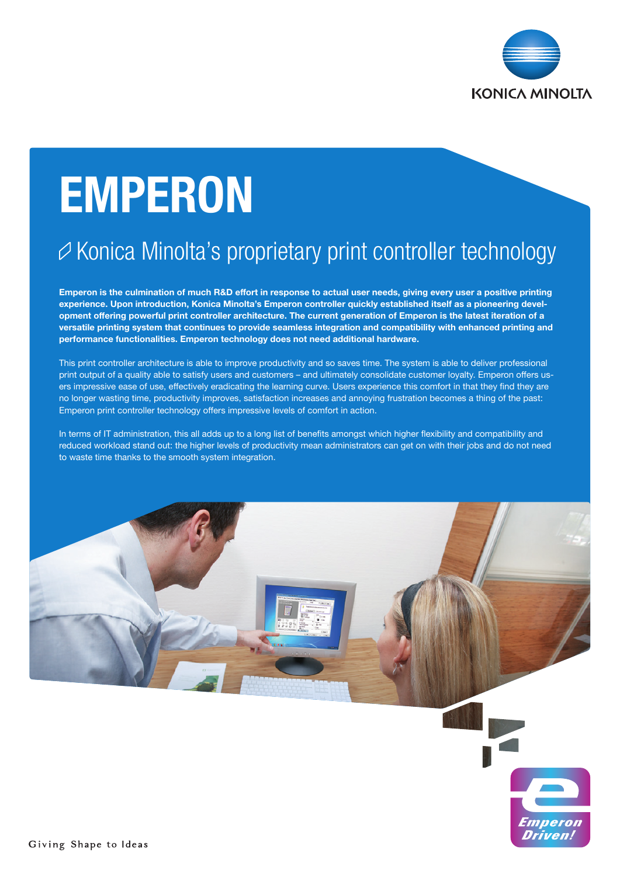# EMPERON

## Konica Minolta's proprietary print controller technology

**Emperon is the culmination of much R&D effort in response to actual user needs, giving every user a positive printing experience. Upon introduction, Konica Minolta's Emperon controller quickly established itself as a pioneering development offering powerful print controller architecture. The current generation of Emperon is the latest iteration of a versatile printing system that continues to provide seamless integration and compatibility with enhanced printing and performance functionalities. Emperon technology does not need additional hardware.**

This print controller architecture is able to improve productivity and so saves time. The system is able to deliver professional print output of a quality able to satisfy users and customers – and ultimately consolidate customer loyalty. Emperon offers users impressive ease of use, effectively eradicating the learning curve. Users experience this comfort in that they find they are no longer wasting time, productivity improves, satisfaction increases and annoying frustration becomes a thing of the past: Emperon print controller technology offers impressive levels of comfort in action.

In terms of IT administration, this all adds up to a long list of benefits amongst which higher flexibility and compatibility and reduced workload stand out: the higher levels of productivity mean administrators can get on with their jobs and do not need to waste time thanks to the smooth system integration.

Giving Shape to Ideas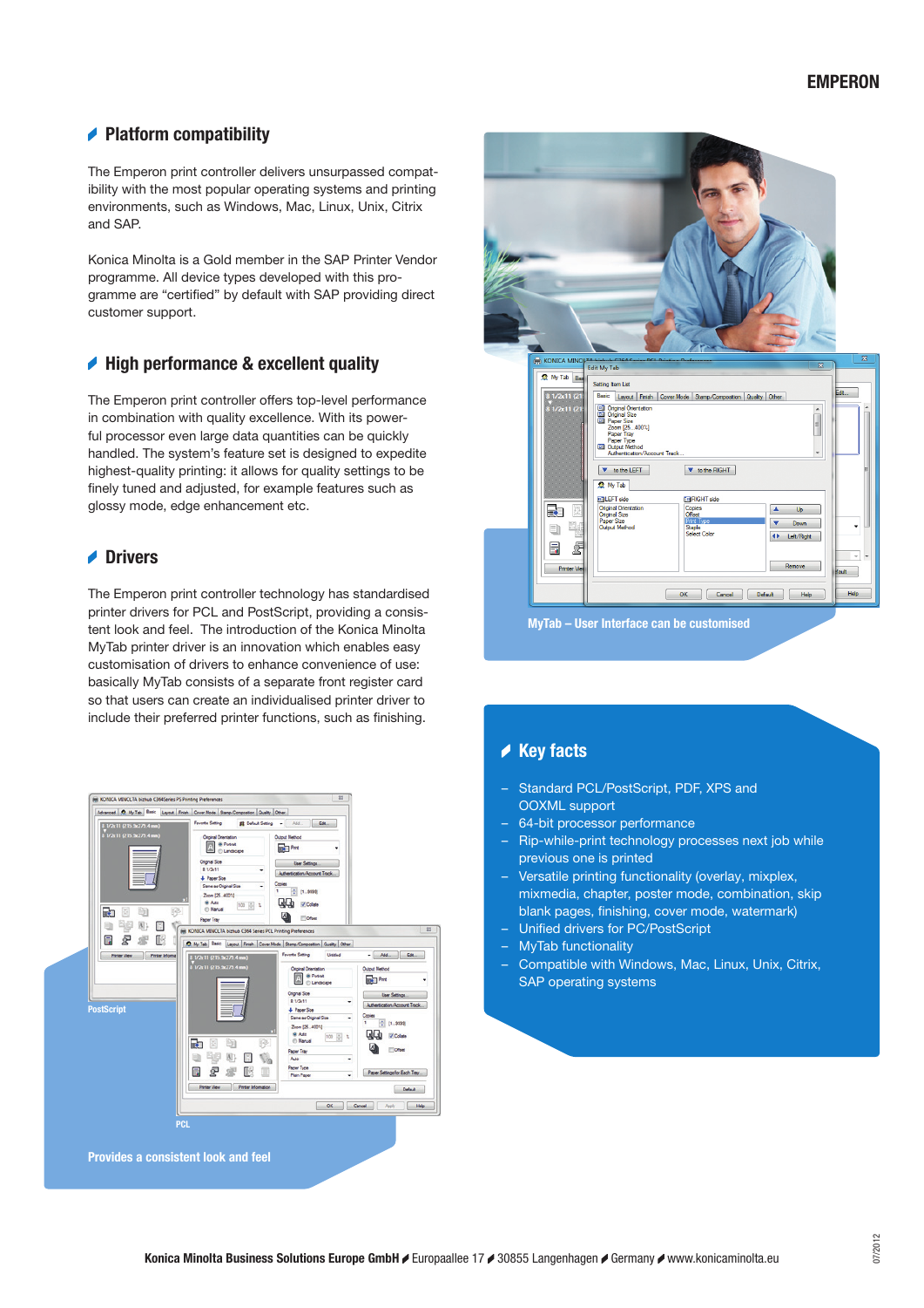## Platform compatibility

The Emperon print controller delivers unsurpassed compatibility with the most popular operating systems and printing environments, such as Windows, Mac, Linux, Unix, Citrix and SAP.

Konica Minolta is a Gold member in the SAP Printer Vendor programme. All device types developed with this programme are "certified" by default with SAP providing direct customer support.

## High performance & excellent quality

The Emperon print controller offers top-level performance in combination with quality excellence. With its powerful processor even large data quantities can be quickly handled. The system's feature set is designed to expedite highest-quality printing: it allows for quality settings to be finely tuned and adjusted, for example features such as glossy mode, edge enhancement etc.

## Drivers

The Emperon print controller technology has standardised printer drivers for PCL and PostScript, providing a consistent look and feel. The introduction of the Konica Minolta MyTab printer driver is an innovation which enables easy customisation of drivers to enhance convenience of use: basically MyTab consists of a separate front register card so that users can create an individualised printer driver to include their preferred printer functions, such as finishing.

PostScript

PCL

Provides a consistent look and feel

MyTab – User Interface can be customised

## Key facts

- Standard PCL/PostScript, PDF, XPS and OOXML support
- 64-bit processor performance
- Rip-while-print technology processes next job while previous one is printed
- Versatile printing functionality (overlay, mixplex, mixmedia, chapter, poster mode, combination, skip blank pages, finishing, cover mode, watermark)
- Unified drivers for PC/PostScript
- MyTab functionality
- Compatible with Windows, Mac, Linux, Unix, Citrix, SAP operating systems

**Konica Minolta Business Solutions Europe GmbH** / Europaallee 17 / 30855 Langenhagen / Germany / www.konicaminolta.eu

07/2012